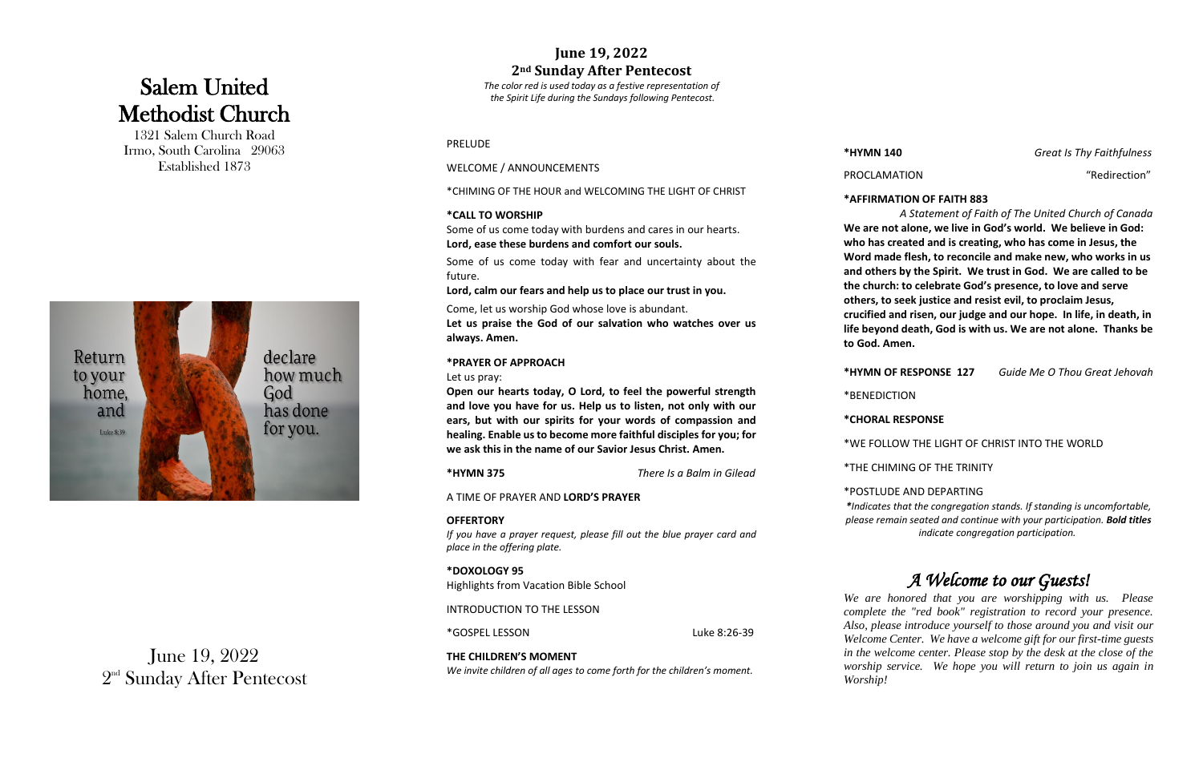# Salem United Methodist Church

1321 Salem Church Road
Irmo, South Carolina 29063
Established 1873

Return to your home, and declare how much God has done for you.
Luke 8:39

June 19, 2022
2nd Sunday After Pentecost

## June 19, 2022
## 2nd Sunday After Pentecost

*The color red is used today as a festive representation of the Spirit Life during the Sundays following Pentecost.*

PRELUDE

WELCOME / ANNOUNCEMENTS

*CHIMING OF THE HOUR and WELCOMING THE LIGHT OF CHRIST

**\*CALL TO WORSHIP**

Some of us come today with burdens and cares in our hearts.
**Lord, ease these burdens and comfort our souls.**

Some of us come today with fear and uncertainty about the future.
**Lord, calm our fears and help us to place our trust in you.**

Come, let us worship God whose love is abundant.
**Let us praise the God of our salvation who watches over us always. Amen.**

**\*PRAYER OF APPROACH**

Let us pray:
**Open our hearts today, O Lord, to feel the powerful strength and love you have for us. Help us to listen, not only with our ears, but with our spirits for your words of compassion and healing. Enable us to become more faithful disciples for you; for we ask this in the name of our Savior Jesus Christ. Amen.**

**\*HYMN 375** — *There Is a Balm in Gilead*

A TIME OF PRAYER AND **LORD'S PRAYER**

**OFFERTORY**
*If you have a prayer request, please fill out the blue prayer card and place in the offering plate.*

**\*DOXOLOGY 95**
Highlights from Vacation Bible School

INTRODUCTION TO THE LESSON

*GOSPEL LESSON — Luke 8:26-39

**THE CHILDREN'S MOMENT**
*We invite children of all ages to come forth for the children's moment.*

**\*HYMN 140** — *Great Is Thy Faithfulness*

PROCLAMATION — "Redirection"

**\*AFFIRMATION OF FAITH 883**
*A Statement of Faith of The United Church of Canada*
**We are not alone, we live in God's world. We believe in God: who has created and is creating, who has come in Jesus, the Word made flesh, to reconcile and make new, who works in us and others by the Spirit. We trust in God. We are called to be the church: to celebrate God's presence, to love and serve others, to seek justice and resist evil, to proclaim Jesus, crucified and risen, our judge and our hope. In life, in death, in life beyond death, God is with us. We are not alone. Thanks be to God. Amen.**

**\*HYMN OF RESPONSE 127** — *Guide Me O Thou Great Jehovah*

*BENEDICTION

**\*CHORAL RESPONSE**

*WE FOLLOW THE LIGHT OF CHRIST INTO THE WORLD

*THE CHIMING OF THE TRINITY

*POSTLUDE AND DEPARTING

*\*Indicates that the congregation stands. If standing is uncomfortable, please remain seated and continue with your participation. **Bold titles** indicate congregation participation.*

## *A Welcome to our Guests!*

*We are honored that you are worshipping with us. Please complete the "red book" registration to record your presence. Also, please introduce yourself to those around you and visit our Welcome Center. We have a welcome gift for our first-time guests in the welcome center. Please stop by the desk at the close of the worship service. We hope you will return to join us again in Worship!*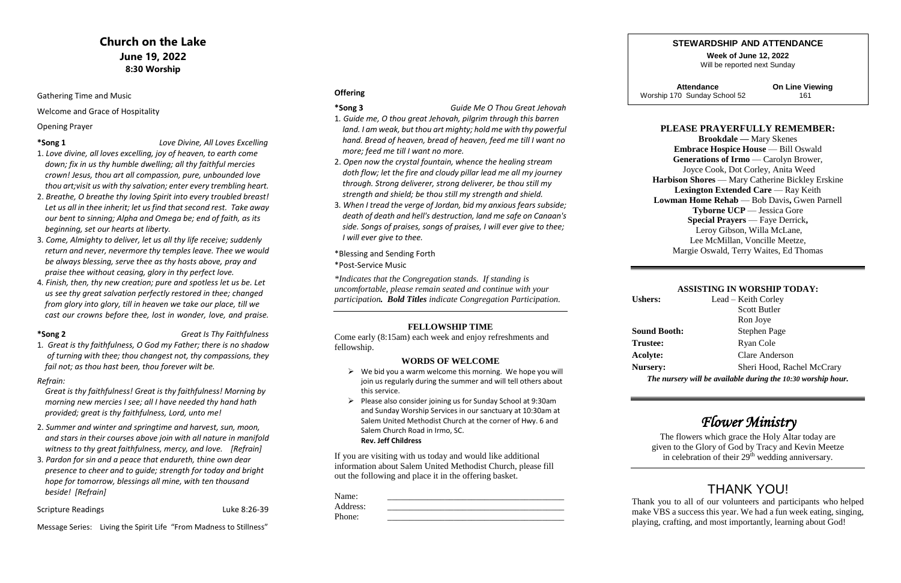# Church on the Lake

## June 19, 2022

### 8:30 Worship

Gathering Time and Music

Welcome and Grace of Hospitality

Opening Prayer

**\*Song 1** *Love Divine, All Loves Excelling*

1. *Love divine, all loves excelling, joy of heaven, to earth come down; fix in us thy humble dwelling; all thy faithful mercies crown! Jesus, thou art all compassion, pure, unbounded love thou art;visit us with thy salvation; enter every trembling heart.*
2. *Breathe, O breathe thy loving Spirit into every troubled breast! Let us all in thee inherit; let us find that second rest. Take away our bent to sinning; Alpha and Omega be; end of faith, as its beginning, set our hearts at liberty.*
3. *Come, Almighty to deliver, let us all thy life receive; suddenly return and never, nevermore thy temples leave. Thee we would be always blessing, serve thee as thy hosts above, pray and praise thee without ceasing, glory in thy perfect love.*
4. *Finish, then, thy new creation; pure and spotless let us be. Let us see thy great salvation perfectly restored in thee; changed from glory into glory, till in heaven we take our place, till we cast our crowns before thee, lost in wonder, love, and praise.*

**\*Song 2** *Great Is Thy Faithfulness*

1. *Great is thy faithfulness, O God my Father; there is no shadow of turning with thee; thou changest not, thy compassions, they fail not; as thou hast been, thou forever wilt be.*

*Refrain:*

*Great is thy faithfulness! Great is thy faithfulness! Morning by morning new mercies I see; all I have needed thy hand hath provided; great is thy faithfulness, Lord, unto me!*

2. *Summer and winter and springtime and harvest, sun, moon, and stars in their courses above join with all nature in manifold witness to thy great faithfulness, mercy, and love. [Refrain]*
3. *Pardon for sin and a peace that endureth, thine own dear presence to cheer and to guide; strength for today and bright hope for tomorrow, blessings all mine, with ten thousand beside! [Refrain]*

Scripture Readings Luke 8:26-39

Message Series: Living the Spirit Life "From Madness to Stillness"

**Offering**

**\*Song 3** *Guide Me O Thou Great Jehovah*

1. *Guide me, O thou great Jehovah, pilgrim through this barren land. I am weak, but thou art mighty; hold me with thy powerful hand. Bread of heaven, bread of heaven, feed me till I want no more; feed me till I want no more.*
2. *Open now the crystal fountain, whence the healing stream doth flow; let the fire and cloudy pillar lead me all my journey through. Strong deliverer, strong deliverer, be thou still my strength and shield; be thou still my strength and shield.*
3. *When I tread the verge of Jordan, bid my anxious fears subside; death of death and hell's destruction, land me safe on Canaan's side. Songs of praises, songs of praises, I will ever give to thee; I will ever give to thee.*

\*Blessing and Sending Forth

\*Post-Service Music

*\*Indicates that the Congregation stands. If standing is uncomfortable, please remain seated and continue with your participation. **Bold Titles** indicate Congregation Participation.*

---

**FELLOWSHIP TIME**

Come early (8:15am) each week and enjoy refreshments and fellowship.

**WORDS OF WELCOME**

- We bid you a warm welcome this morning. We hope you will join us regularly during the summer and will tell others about this service.
- Please also consider joining us for Sunday School at 9:30am and Sunday Worship Services in our sanctuary at 10:30am at Salem United Methodist Church at the corner of Hwy. 6 and Salem Church Road in Irmo, SC.
  **Rev. Jeff Childress**

If you are visiting with us today and would like additional information about Salem United Methodist Church, please fill out the following and place it in the offering basket.

Name: \_\_\_\_\_\_\_\_\_\_\_\_\_\_\_\_\_\_\_\_\_\_\_\_\_\_\_\_\_\_\_\_\_\_\_\_\_\_\_\_

Address: \_\_\_\_\_\_\_\_\_\_\_\_\_\_\_\_\_\_\_\_\_\_\_\_\_\_\_\_\_\_\_\_\_\_\_\_\_\_\_\_

Phone: \_\_\_\_\_\_\_\_\_\_\_\_\_\_\_\_\_\_\_\_\_\_\_\_\_\_\_\_\_\_\_\_\_\_\_\_\_\_\_\_

**STEWARDSHIP AND ATTENDANCE**

**Week of June 12, 2022**
Will be reported next Sunday

| Attendance | On Line Viewing |
|---|---|
| Worship 170 Sunday School 52 | 161 |

**PLEASE PRAYERFULLY REMEMBER:**

**Brookdale —** Mary Skenes
**Embrace Hospice House** — Bill Oswald
**Generations of Irmo** — Carolyn Brower, Joyce Cook, Dot Corley, Anita Weed
**Harbison Shores** — Mary Catherine Bickley Erskine
**Lexington Extended Care** — Ray Keith
**Lowman Home Rehab** — Bob Davis**,** Gwen Parnell
**Tyborne UCP** — Jessica Gore
**Special Prayers** — Faye Derrick**,** Leroy Gibson, Willa McLane, Lee McMillan, Voncille Meetze, Margie Oswald, Terry Waites, Ed Thomas

**ASSISTING IN WORSHIP TODAY:**

| | |
|---|---|
| **Ushers:** | Lead – Keith Corley |
| | Scott Butler |
| | Ron Joye |
| **Sound Booth:** | Stephen Page |
| **Trustee:** | Ryan Cole |
| **Acolyte:** | Clare Anderson |
| **Nursery:** | Sheri Hood, Rachel McCrary |

***The nursery will be available during the 10:30 worship hour.***

# *Flower Ministry*

The flowers which grace the Holy Altar today are given to the Glory of God by Tracy and Kevin Meetze in celebration of their 29th wedding anniversary.

# THANK YOU!

Thank you to all of our volunteers and participants who helped make VBS a success this year. We had a fun week eating, singing, playing, crafting, and most importantly, learning about God!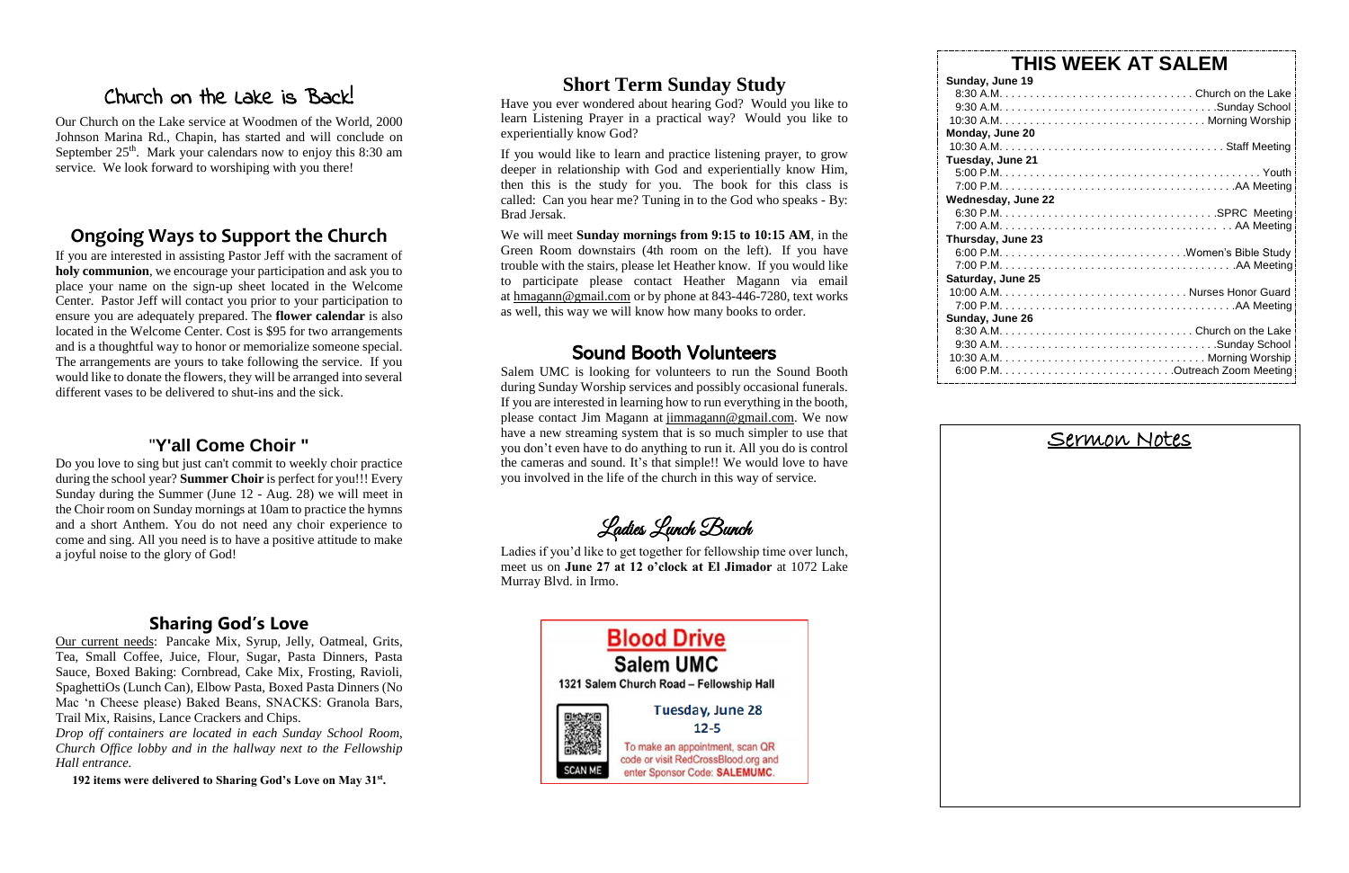## Church on the Lake is Back!

Our Church on the Lake service at Woodmen of the World, 2000 Johnson Marina Rd., Chapin, has started and will conclude on September 25th. Mark your calendars now to enjoy this 8:30 am service. We look forward to worshiping with you there!

## Ongoing Ways to Support the Church

If you are interested in assisting Pastor Jeff with the sacrament of **holy communion**, we encourage your participation and ask you to place your name on the sign-up sheet located in the Welcome Center. Pastor Jeff will contact you prior to your participation to ensure you are adequately prepared. The **flower calendar** is also located in the Welcome Center. Cost is $95 for two arrangements and is a thoughtful way to honor or memorialize someone special. The arrangements are yours to take following the service. If you would like to donate the flowers, they will be arranged into several different vases to be delivered to shut-ins and the sick.

## "Y'all Come Choir "

Do you love to sing but just can't commit to weekly choir practice during the school year? **Summer Choir** is perfect for you!!! Every Sunday during the Summer (June 12 - Aug. 28) we will meet in the Choir room on Sunday mornings at 10am to practice the hymns and a short Anthem. You do not need any choir experience to come and sing. All you need is to have a positive attitude to make a joyful noise to the glory of God!

## Sharing God's Love

Our current needs: Pancake Mix, Syrup, Jelly, Oatmeal, Grits, Tea, Small Coffee, Juice, Flour, Sugar, Pasta Dinners, Pasta Sauce, Boxed Baking: Cornbread, Cake Mix, Frosting, Ravioli, SpaghettiOs (Lunch Can), Elbow Pasta, Boxed Pasta Dinners (No Mac 'n Cheese please) Baked Beans, SNACKS: Granola Bars, Trail Mix, Raisins, Lance Crackers and Chips.

*Drop off containers are located in each Sunday School Room, Church Office lobby and in the hallway next to the Fellowship Hall entrance.*

**192 items were delivered to Sharing God's Love on May 31st.**

## Short Term Sunday Study

Have you ever wondered about hearing God? Would you like to learn Listening Prayer in a practical way? Would you like to experientially know God?

If you would like to learn and practice listening prayer, to grow deeper in relationship with God and experientially know Him, then this is the study for you. The book for this class is called: Can you hear me? Tuning in to the God who speaks - By: Brad Jersak.

We will meet **Sunday mornings from 9:15 to 10:15 AM**, in the Green Room downstairs (4th room on the left). If you have trouble with the stairs, please let Heather know. If you would like to participate please contact Heather Magann via email at hmagann@gmail.com or by phone at 843-446-7280, text works as well, this way we will know how many books to order.

## Sound Booth Volunteers

Salem UMC is looking for volunteers to run the Sound Booth during Sunday Worship services and possibly occasional funerals. If you are interested in learning how to run everything in the booth, please contact Jim Magann at jimmagann@gmail.com. We now have a new streaming system that is so much simpler to use that you don't even have to do anything to run it. All you do is control the cameras and sound. It's that simple!! We would love to have you involved in the life of the church in this way of service.

## Ladies Lunch Bunch

Ladies if you'd like to get together for fellowship time over lunch, meet us on **June 27 at 12 o'clock at El Jimador** at 1072 Lake Murray Blvd. in Irmo.

**Blood Drive**
**Salem UMC**
1321 Salem Church Road – Fellowship Hall

**Tuesday, June 28**
**12-5**

SCAN ME

To make an appointment, scan QR code or visit RedCrossBlood.org and enter Sponsor Code: **SALEMUMC**.

## THIS WEEK AT SALEM

**Sunday, June 19**
- 8:30 A.M. . . . . Church on the Lake
- 9:30 A.M. . . . . Sunday School
- 10:30 A.M. . . . . Morning Worship

**Monday, June 20**
- 10:30 A.M. . . . . Staff Meeting

**Tuesday, June 21**
- 5:00 P.M. . . . . Youth
- 7:00 P.M. . . . . AA Meeting

**Wednesday, June 22**
- 6:30 P.M. . . . . SPRC Meeting
- 7:00 A.M. . . . . AA Meeting

**Thursday, June 23**
- 6:00 P.M. . . . . Women's Bible Study
- 7:00 P.M. . . . . AA Meeting

**Saturday, June 25**
- 10:00 A.M. . . . . Nurses Honor Guard
- 7:00 P.M. . . . . AA Meeting

**Sunday, June 26**
- 8:30 A.M. . . . . Church on the Lake
- 9:30 A.M. . . . . Sunday School
- 10:30 A.M. . . . . Morning Worship
- 6:00 P.M. . . . . Outreach Zoom Meeting

## Sermon Notes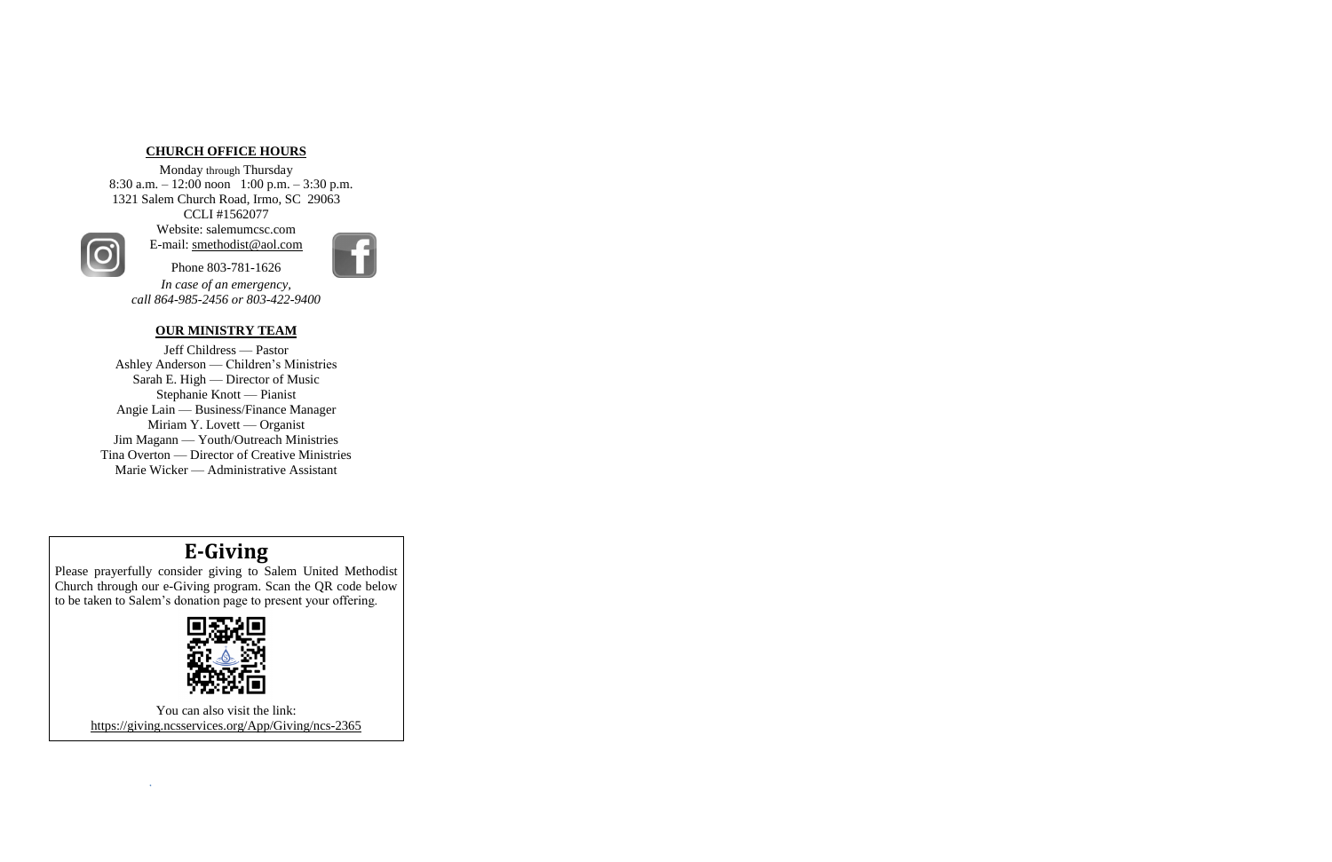## CHURCH OFFICE HOURS

Monday through Thursday
8:30 a.m. – 12:00 noon   1:00 p.m. – 3:30 p.m.
1321 Salem Church Road, Irmo, SC  29063
CCLI #1562077
Website: salemumcsc.com
E-mail: smethodist@aol.com

Phone 803-781-1626

*In case of an emergency,*
*call 864-985-2456 or 803-422-9400*

## OUR MINISTRY TEAM

Jeff Childress — Pastor
Ashley Anderson — Children's Ministries
Sarah E. High — Director of Music
Stephanie Knott — Pianist
Angie Lain — Business/Finance Manager
Miriam Y. Lovett — Organist
Jim Magann — Youth/Outreach Ministries
Tina Overton — Director of Creative Ministries
Marie Wicker — Administrative Assistant

## E-Giving

Please prayerfully consider giving to Salem United Methodist Church through our e-Giving program. Scan the QR code below to be taken to Salem's donation page to present your offering.

You can also visit the link:
https://giving.ncsservices.org/App/Giving/ncs-2365